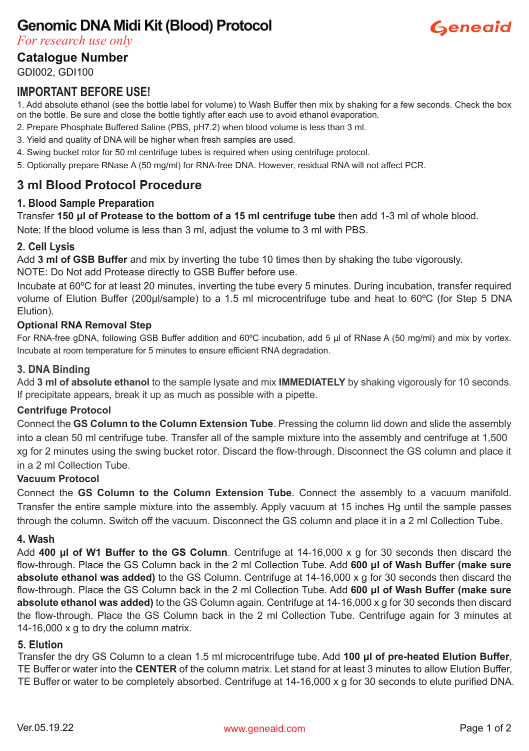# Genomic DNA Midi Kit (Blood) Protocol

*For research use only*

## Catalogue Number

GDI002, GDI100

## IMPORTANT BEFORE USE!

1. Add absolute ethanol (see the bottle label for volume) to Wash Buffer then mix by shaking for a few seconds. Check the box on the bottle. Be sure and close the bottle tightly after each use to avoid ethanol evaporation.
2. Prepare Phosphate Buffered Saline (PBS, pH7.2) when blood volume is less than 3 ml.
3. Yield and quality of DNA will be higher when fresh samples are used.
4. Swing bucket rotor for 50 ml centrifuge tubes is required when using centrifuge protocol.
5. Optionally prepare RNase A (50 mg/ml) for RNA-free DNA. However, residual RNA will not affect PCR.

## 3 ml Blood Protocol Procedure

### 1. Blood Sample Preparation

Transfer **150 µl of Protease to the bottom of a 15 ml centrifuge tube** then add 1-3 ml of whole blood.
Note: If the blood volume is less than 3 ml, adjust the volume to 3 ml with PBS.

### 2. Cell Lysis

Add **3 ml of GSB Buffer** and mix by inverting the tube 10 times then by shaking the tube vigorously.
NOTE: Do Not add Protease directly to GSB Buffer before use.

Incubate at 60ºC for at least 20 minutes, inverting the tube every 5 minutes. During incubation, transfer required volume of Elution Buffer (200µl/sample) to a 1.5 ml microcentrifuge tube and heat to 60ºC (for Step 5 DNA Elution).

**Optional RNA Removal Step**

For RNA-free gDNA, following GSB Buffer addition and 60ºC incubation, add 5 µl of RNase A (50 mg/ml) and mix by vortex. Incubate at room temperature for 5 minutes to ensure efficient RNA degradation.

### 3. DNA Binding

Add **3 ml of absolute ethanol** to the sample lysate and mix **IMMEDIATELY** by shaking vigorously for 10 seconds. If precipitate appears, break it up as much as possible with a pipette.

**Centrifuge Protocol**

Connect the **GS Column to the Column Extension Tube**. Pressing the column lid down and slide the assembly into a clean 50 ml centrifuge tube. Transfer all of the sample mixture into the assembly and centrifuge at 1,500 xg for 2 minutes using the swing bucket rotor. Discard the flow-through. Disconnect the GS column and place it in a 2 ml Collection Tube.

**Vacuum Protocol**

Connect the **GS Column to the Column Extension Tube**. Connect the assembly to a vacuum manifold. Transfer the entire sample mixture into the assembly. Apply vacuum at 15 inches Hg until the sample passes through the column. Switch off the vacuum. Disconnect the GS column and place it in a 2 ml Collection Tube.

### 4. Wash

Add **400 µl of W1 Buffer to the GS Column**. Centrifuge at 14-16,000 x g for 30 seconds then discard the flow-through. Place the GS Column back in the 2 ml Collection Tube. Add **600 µl of Wash Buffer (make sure absolute ethanol was added)** to the GS Column. Centrifuge at 14-16,000 x g for 30 seconds then discard the flow-through. Place the GS Column back in the 2 ml Collection Tube. Add **600 µl of Wash Buffer (make sure absolute ethanol was added)** to the GS Column again. Centrifuge at 14-16,000 x g for 30 seconds then discard the flow-through. Place the GS Column back in the 2 ml Collection Tube. Centrifuge again for 3 minutes at 14-16,000 x g to dry the column matrix.

### 5. Elution

Transfer the dry GS Column to a clean 1.5 ml microcentrifuge tube. Add **100 µl of pre-heated Elution Buffer**, TE Buffer or water into the **CENTER** of the column matrix. Let stand for at least 3 minutes to allow Elution Buffer, TE Buffer or water to be completely absorbed. Centrifuge at 14-16,000 x g for 30 seconds to elute purified DNA.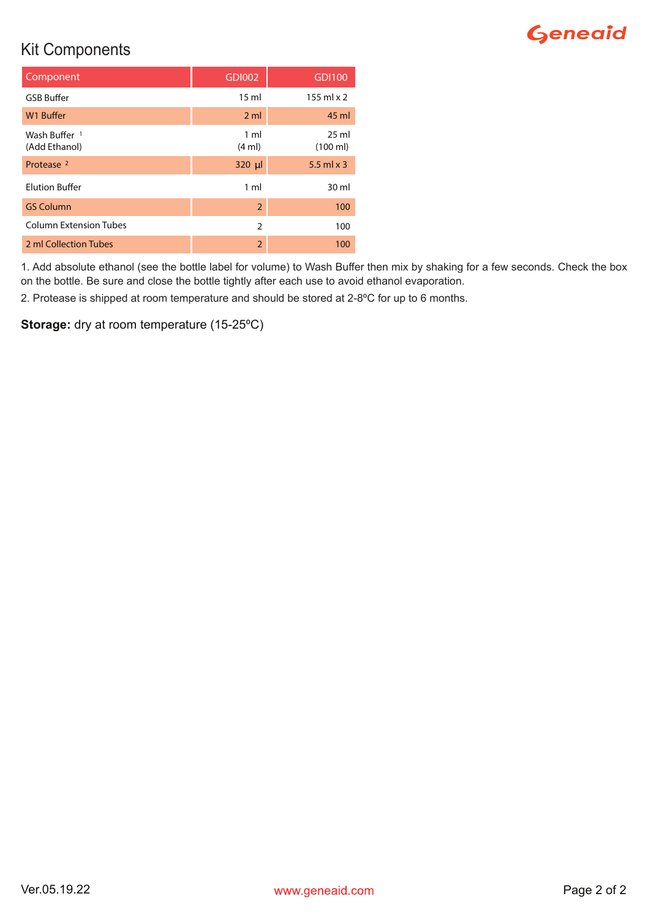## Kit Components

| Component | GDI002 | GDI100 |
|---|---|---|
| GSB Buffer | 15 ml | 155 ml x 2 |
| W1 Buffer | 2 ml | 45 ml |
| Wash Buffer [1] (Add Ethanol) | 1 ml (4 ml) | 25 ml (100 ml) |
| Protease [2] | 320 µl | 5.5 ml x 3 |
| Elution Buffer | 1 ml | 30 ml |
| GS Column | 2 | 100 |
| Column Extension Tubes | 2 | 100 |
| 2 ml Collection Tubes | 2 | 100 |

1. Add absolute ethanol (see the bottle label for volume) to Wash Buffer then mix by shaking for a few seconds. Check the box on the bottle. Be sure and close the bottle tightly after each use to avoid ethanol evaporation.
2. Protease is shipped at room temperature and should be stored at 2-8ºC for up to 6 months.

**Storage:** dry at room temperature (15-25ºC)

Ver.05.19.22